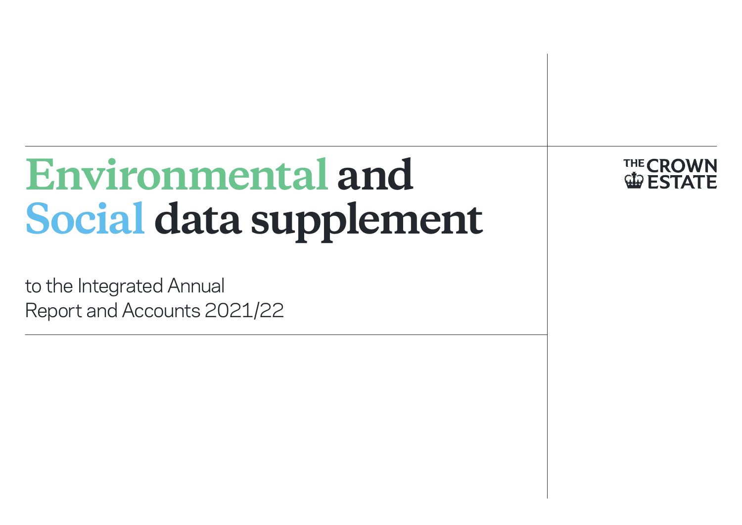# Environmental and Social data supplement

to the Integrated Annual Report and Accounts 2021/22

THE CROWN ESTATE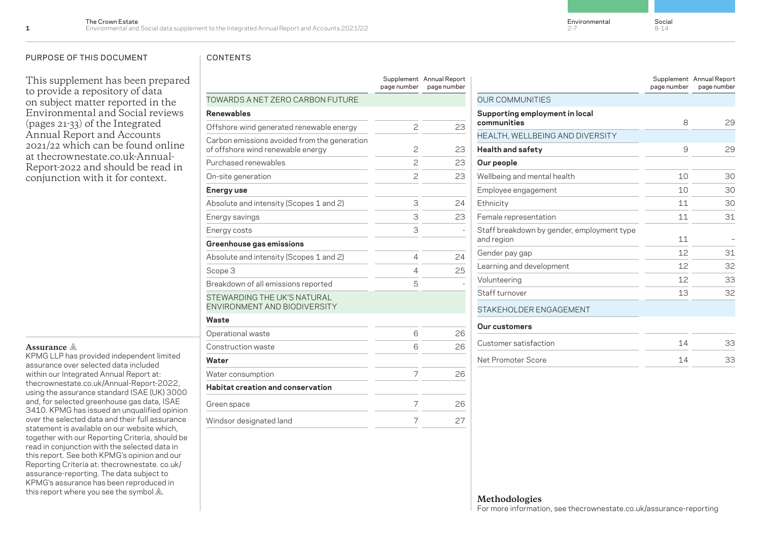## PURPOSE OF THIS DOCUMENT

This supplement has been prepared to provide a repository of data on subject matter reported in the Environmental and Social reviews (pages 21-33) of the Integrated Annual Report and Accounts 2021/22 which can be found online at thecrownestate.co.uk-Annual-Report-2022 and should be read in conjunction with it for context.

**Assurance** ⚠

KPMG LLP has provided independent limited assurance over selected data included within our Integrated Annual Report at: thecrownestate.co.uk/Annual-Report-2022, using the assurance standard ISAE (UK) 3000 and, for selected greenhouse gas data, ISAE 3410. KPMG has issued an unqualified opinion over the selected data and their full assurance statement is available on our website which, together with our Reporting Criteria, should be read in conjunction with the selected data in this report. See both KPMG's opinion and our Reporting Criteria at: thecrownestate. co.uk/ assurance-reporting. The data subject to KPMG's assurance has been reproduced in this report where you see the symbol ⚠.

## CONTENTS

| | Supplement page number | Annual Report page number |
|---|---|---|
| TOWARDS A NET ZERO CARBON FUTURE | | |
| **Renewables** | | |
| Offshore wind generated renewable energy | 2 | 23 |
| Carbon emissions avoided from the generation of offshore wind renewable energy | 2 | 23 |
| Purchased renewables | 2 | 23 |
| On-site generation | 2 | 23 |
| **Energy use** | | |
| Absolute and intensity (Scopes 1 and 2) | 3 | 24 |
| Energy savings | 3 | 23 |
| Energy costs | 3 | - |
| **Greenhouse gas emissions** | | |
| Absolute and intensity (Scopes 1 and 2) | 4 | 24 |
| Scope 3 | 4 | 25 |
| Breakdown of all emissions reported | 5 | - |
| STEWARDING THE UK'S NATURAL ENVIRONMENT AND BIODIVERSITY | | |
| **Waste** | | |
| Operational waste | 6 | 26 |
| Construction waste | 6 | 26 |
| **Water** | | |
| Water consumption | 7 | 26 |
| **Habitat creation and conservation** | | |
| Green space | 7 | 26 |
| Windsor designated land | 7 | 27 |

| | Supplement page number | Annual Report page number |
|---|---|---|
| OUR COMMUNITIES | | |
| **Supporting employment in local communities** | 8 | 29 |
| HEALTH, WELLBEING AND DIVERSITY | | |
| **Health and safety** | 9 | 29 |
| **Our people** | | |
| Wellbeing and mental health | 10 | 30 |
| Employee engagement | 10 | 30 |
| Ethnicity | 11 | 30 |
| Female representation | 11 | 31 |
| Staff breakdown by gender, employment type and region | 11 | - |
| Gender pay gap | 12 | 31 |
| Learning and development | 12 | 32 |
| Volunteering | 12 | 33 |
| Staff turnover | 13 | 32 |
| STAKEHOLDER ENGAGEMENT | | |
| **Our customers** | | |
| Customer satisfaction | 14 | 33 |
| Net Promoter Score | 14 | 33 |

**Methodologies**

For more information, see thecrownestate.co.uk/assurance-reporting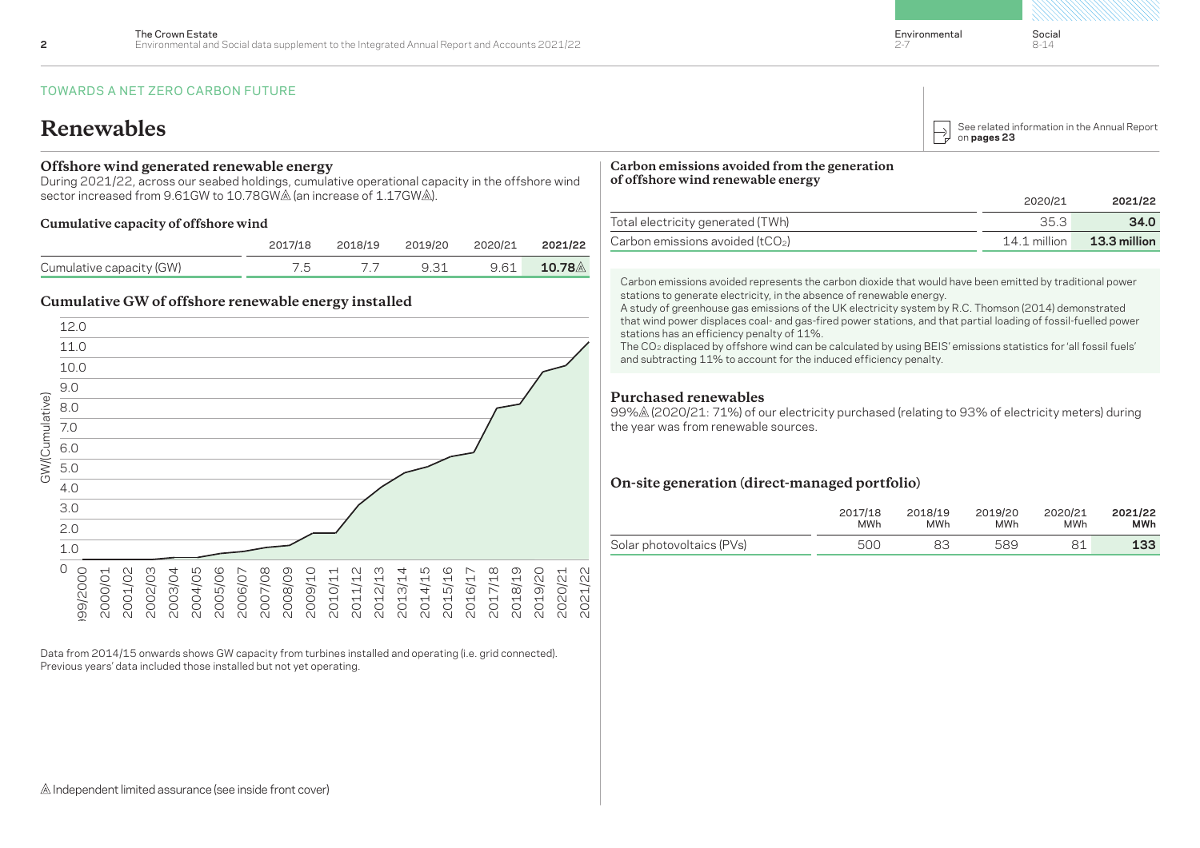TOWARDS A NET ZERO CARBON FUTURE

# Renewables

See related information in the Annual Report on **pages 23**

## Offshore wind generated renewable energy

During 2021/22, across our seabed holdings, cumulative operational capacity in the offshore wind sector increased from 9.61GW to 10.78GW⚠ (an increase of 1.17GW⚠).

### Cumulative capacity of offshore wind

| | 2017/18 | 2018/19 | 2019/20 | 2020/21 | **2021/22** |
|---|---|---|---|---|---|
| Cumulative capacity (GW) | 7.5 | 7.7 | 9.31 | 9.61 | **10.78⚠** |

### Cumulative GW of offshore renewable energy installed

Data from 2014/15 onwards shows GW capacity from turbines installed and operating (i.e. grid connected). Previous years' data included those installed but not yet operating.

### Carbon emissions avoided from the generation of offshore wind renewable energy

| | 2020/21 | **2021/22** |
|---|---|---|
| Total electricity generated (TWh) | 35.3 | **34.0** |
| Carbon emissions avoided ($tCO_2$) | 14.1 million | **13.3 million** |

Carbon emissions avoided represents the carbon dioxide that would have been emitted by traditional power stations to generate electricity, in the absence of renewable energy.
A study of greenhouse gas emissions of the UK electricity system by R.C. Thomson (2014) demonstrated that wind power displaces coal- and gas-fired power stations, and that partial loading of fossil-fuelled power stations has an efficiency penalty of 11%.
The $CO_2$ displaced by offshore wind can be calculated by using BEIS' emissions statistics for 'all fossil fuels' and subtracting 11% to account for the induced efficiency penalty.

## Purchased renewables

99%⚠ (2020/21: 71%) of our electricity purchased (relating to 93% of electricity meters) during the year was from renewable sources.

## On-site generation (direct-managed portfolio)

| | 2017/18 MWh | 2018/19 MWh | 2019/20 MWh | 2020/21 MWh | **2021/22 MWh** |
|---|---|---|---|---|---|
| Solar photovoltaics (PVs) | 500 | 83 | 589 | 81 | **133** |

⚠ Independent limited assurance (see inside front cover)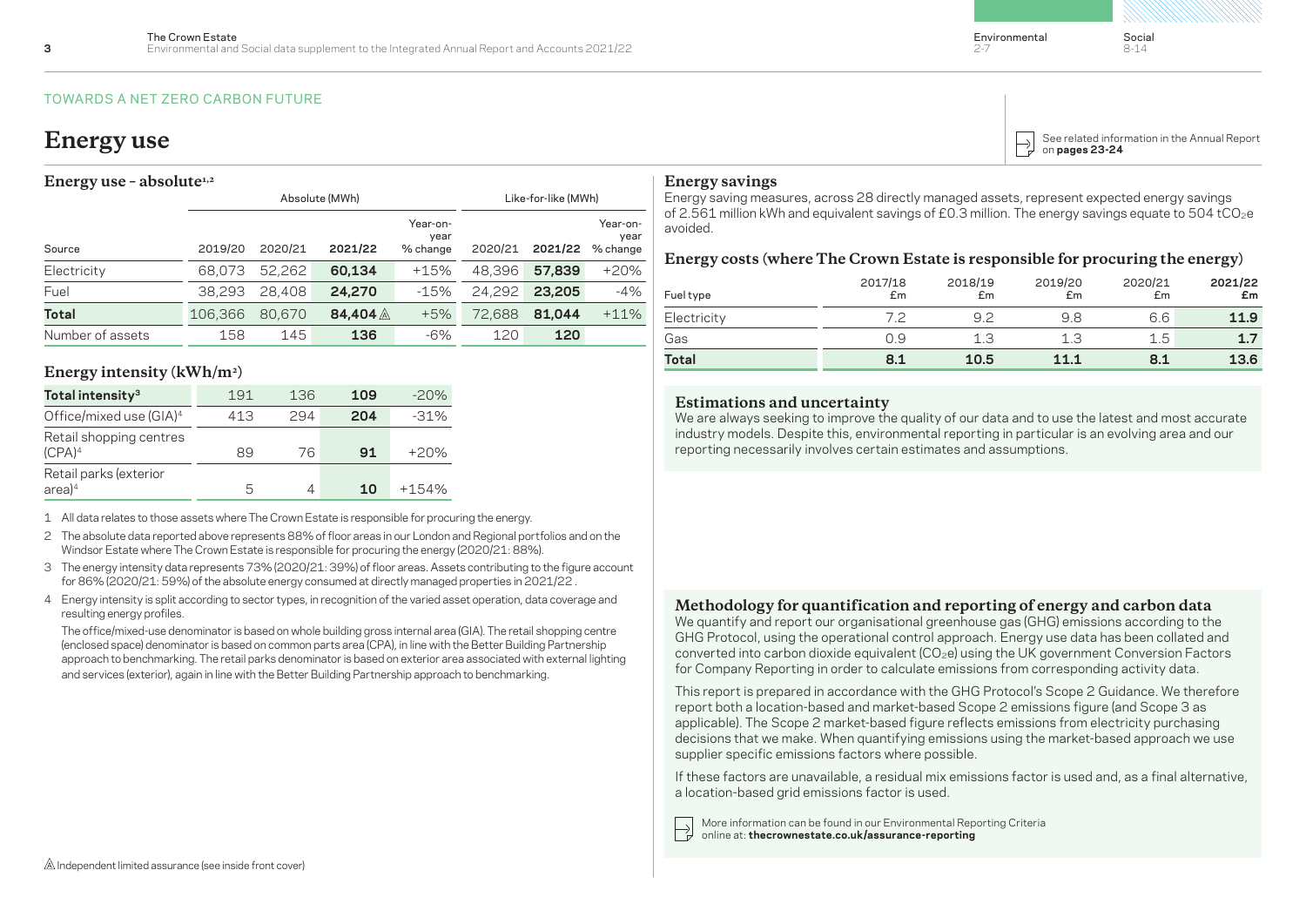TOWARDS A NET ZERO CARBON FUTURE

# Energy use

See related information in the Annual Report on **pages 23-24**

## Energy use – absolute[1,2]

| | Absolute (MWh) | | | | Like-for-like (MWh) | | |
|---|---|---|---|---|---|---|---|
| Source | 2019/20 | 2020/21 | **2021/22** | Year-on-year % change | 2020/21 | **2021/22** | Year-on-year % change |
| Electricity | 68,073 | 52,262 | **60,134** | +15% | 48,396 | **57,839** | +20% |
| Fuel | 38,293 | 28,408 | **24,270** | -15% | 24,292 | **23,205** | -4% |
| **Total** | 106,366 | 80,670 | **84,404** ⚠ | +5% | 72,688 | **81,044** | +11% |
| Number of assets | 158 | 145 | **136** | -6% | 120 | **120** | |

## Energy intensity (kWh/m²)

| **Total intensity**[3] | 191 | 136 | **109** | -20% |
|---|---|---|---|---|
| Office/mixed use (GIA)[4] | 413 | 294 | **204** | -31% |
| Retail shopping centres (CPA)[4] | 89 | 76 | **91** | +20% |
| Retail parks (exterior area)[4] | 5 | 4 | **10** | +154% |

1 All data relates to those assets where The Crown Estate is responsible for procuring the energy.

2 The absolute data reported above represents 88% of floor areas in our London and Regional portfolios and on the Windsor Estate where The Crown Estate is responsible for procuring the energy (2020/21: 88%).

3 The energy intensity data represents 73% (2020/21: 39%) of floor areas. Assets contributing to the figure account for 86% (2020/21: 59%) of the absolute energy consumed at directly managed properties in 2021/22 .

4 Energy intensity is split according to sector types, in recognition of the varied asset operation, data coverage and resulting energy profiles.

The office/mixed-use denominator is based on whole building gross internal area (GIA). The retail shopping centre (enclosed space) denominator is based on common parts area (CPA), in line with the Better Building Partnership approach to benchmarking. The retail parks denominator is based on exterior area associated with external lighting and services (exterior), again in line with the Better Building Partnership approach to benchmarking.

⚠ Independent limited assurance (see inside front cover)

## Energy savings

Energy saving measures, across 28 directly managed assets, represent expected energy savings of 2.561 million kWh and equivalent savings of £0.3 million. The energy savings equate to 504 $tCO_2e$ avoided.

## Energy costs (where The Crown Estate is responsible for procuring the energy)

| Fuel type | 2017/18 £m | 2018/19 £m | 2019/20 £m | 2020/21 £m | **2021/22 £m** |
|---|---|---|---|---|---|
| Electricity | 7.2 | 9.2 | 9.8 | 6.6 | **11.9** |
| Gas | 0.9 | 1.3 | 1.3 | 1.5 | **1.7** |
| **Total** | **8.1** | **10.5** | **11.1** | **8.1** | **13.6** |

### Estimations and uncertainty

We are always seeking to improve the quality of our data and to use the latest and most accurate industry models. Despite this, environmental reporting in particular is an evolving area and our reporting necessarily involves certain estimates and assumptions.

### Methodology for quantification and reporting of energy and carbon data

We quantify and report our organisational greenhouse gas (GHG) emissions according to the GHG Protocol, using the operational control approach. Energy use data has been collated and converted into carbon dioxide equivalent ($CO_2e$) using the UK government Conversion Factors for Company Reporting in order to calculate emissions from corresponding activity data.

This report is prepared in accordance with the GHG Protocol's Scope 2 Guidance. We therefore report both a location-based and market-based Scope 2 emissions figure (and Scope 3 as applicable). The Scope 2 market-based figure reflects emissions from electricity purchasing decisions that we make. When quantifying emissions using the market-based approach we use supplier specific emissions factors where possible.

If these factors are unavailable, a residual mix emissions factor is used and, as a final alternative, a location-based grid emissions factor is used.

More information can be found in our Environmental Reporting Criteria online at: **thecrownestate.co.uk/assurance-reporting**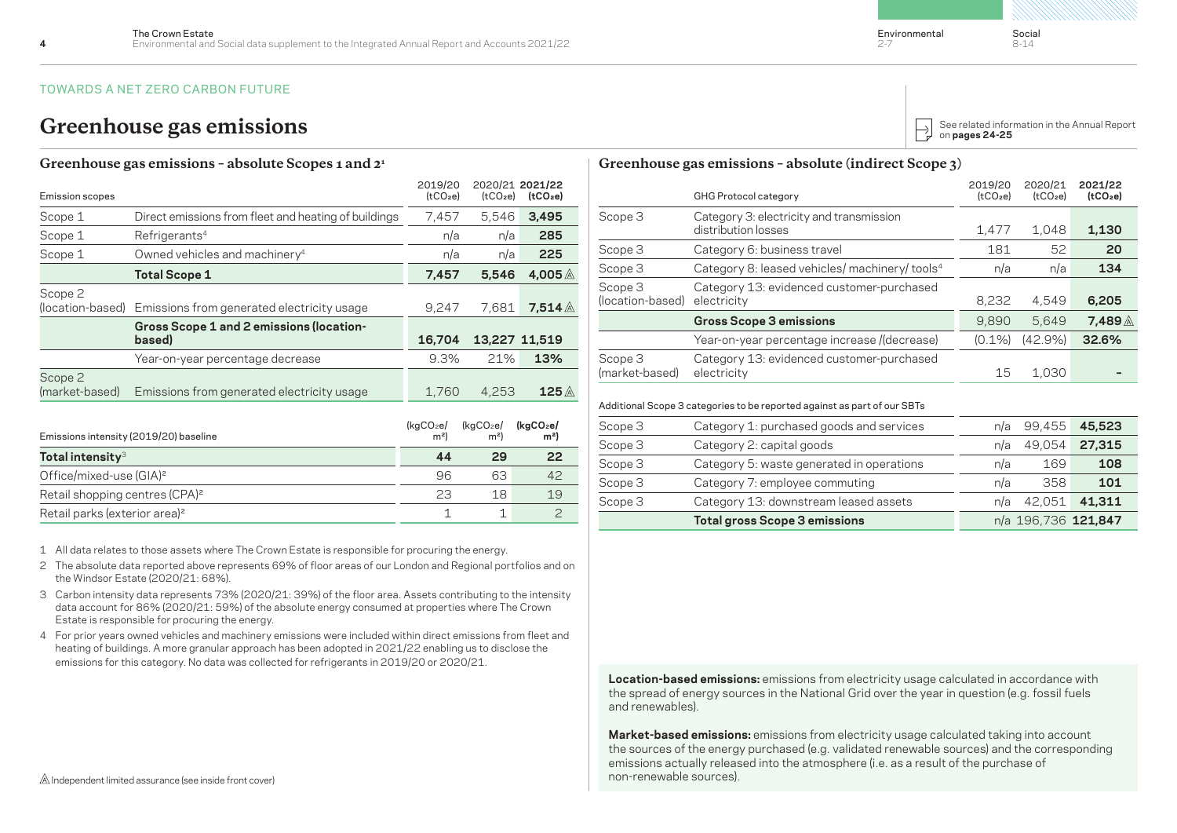TOWARDS A NET ZERO CARBON FUTURE

# Greenhouse gas emissions

See related information in the Annual Report on **pages 24-25**

## Greenhouse gas emissions – absolute Scopes 1 and 2[1]

| Emission scopes | | 2019/20 ($tCO_2e$) | 2020/21 ($tCO_2e$) | **2021/22 ($tCO_2e$)** |
|---|---|---|---|---|
| Scope 1 | Direct emissions from fleet and heating of buildings | 7,457 | 5,546 | **3,495** |
| Scope 1 | Refrigerants[4] | n/a | n/a | **285** |
| Scope 1 | Owned vehicles and machinery[4] | n/a | n/a | **225** |
| | **Total Scope 1** | **7,457** | **5,546** | **4,005** ⚠ |
| Scope 2 (location-based) | Emissions from generated electricity usage | 9,247 | 7,681 | **7,514** ⚠ |
| | **Gross Scope 1 and 2 emissions (location-based)** | **16,704** | **13,227** | **11,519** |
| | Year-on-year percentage decrease | 9.3% | 21% | **13%** |
| Scope 2 (market-based) | Emissions from generated electricity usage | 1,760 | 4,253 | **125** ⚠ |

| Emissions intensity (2019/20) baseline | ($kgCO_2e/m^2$) | ($kgCO_2e/m^2$) | **($kgCO_2e/m^2$)** |
|---|---|---|---|
| **Total intensity**[3] | **44** | **29** | **22** |
| Office/mixed-use (GIA)[2] | 96 | 63 | 42 |
| Retail shopping centres (CPA)[2] | 23 | 18 | 19 |
| Retail parks (exterior area)[2] | 1 | 1 | 2 |

1 All data relates to those assets where The Crown Estate is responsible for procuring the energy.

2 The absolute data reported above represents 69% of floor areas of our London and Regional portfolios and on the Windsor Estate (2020/21: 68%).

3 Carbon intensity data represents 73% (2020/21: 39%) of the floor area. Assets contributing to the intensity data account for 86% (2020/21: 59%) of the absolute energy consumed at properties where The Crown Estate is responsible for procuring the energy.

4 For prior years owned vehicles and machinery emissions were included within direct emissions from fleet and heating of buildings. A more granular approach has been adopted in 2021/22 enabling us to disclose the emissions for this category. No data was collected for refrigerants in 2019/20 or 2020/21.

⚠ Independent limited assurance (see inside front cover)

## Greenhouse gas emissions – absolute (indirect Scope 3)

| | GHG Protocol category | 2019/20 ($tCO_2e$) | 2020/21 ($tCO_2e$) | **2021/22 ($tCO_2e$)** |
|---|---|---|---|---|
| Scope 3 | Category 3: electricity and transmission distribution losses | 1,477 | 1,048 | **1,130** |
| Scope 3 | Category 6: business travel | 181 | 52 | **20** |
| Scope 3 | Category 8: leased vehicles/ machinery/ tools[4] | n/a | n/a | **134** |
| Scope 3 (location-based) | Category 13: evidenced customer-purchased electricity | 8,232 | 4,549 | **6,205** |
| | **Gross Scope 3 emissions** | 9,890 | 5,649 | **7,489** ⚠ |
| | Year-on-year percentage increase /(decrease) | (0.1%) | (42.9%) | **32.6%** |
| Scope 3 (market-based) | Category 13: evidenced customer-purchased electricity | 15 | 1,030 | **-** |

Additional Scope 3 categories to be reported against as part of our SBTs

| | | | | |
|---|---|---|---|---|
| Scope 3 | Category 1: purchased goods and services | n/a | 99,455 | **45,523** |
| Scope 3 | Category 2: capital goods | n/a | 49,054 | **27,315** |
| Scope 3 | Category 5: waste generated in operations | n/a | 169 | **108** |
| Scope 3 | Category 7: employee commuting | n/a | 358 | **101** |
| Scope 3 | Category 13: downstream leased assets | n/a | 42,051 | **41,311** |
| | **Total gross Scope 3 emissions** | n/a | 196,736 | **121,847** |

**Location-based emissions:** emissions from electricity usage calculated in accordance with the spread of energy sources in the National Grid over the year in question (e.g. fossil fuels and renewables).

**Market-based emissions:** emissions from electricity usage calculated taking into account the sources of the energy purchased (e.g. validated renewable sources) and the corresponding emissions actually released into the atmosphere (i.e. as a result of the purchase of non-renewable sources).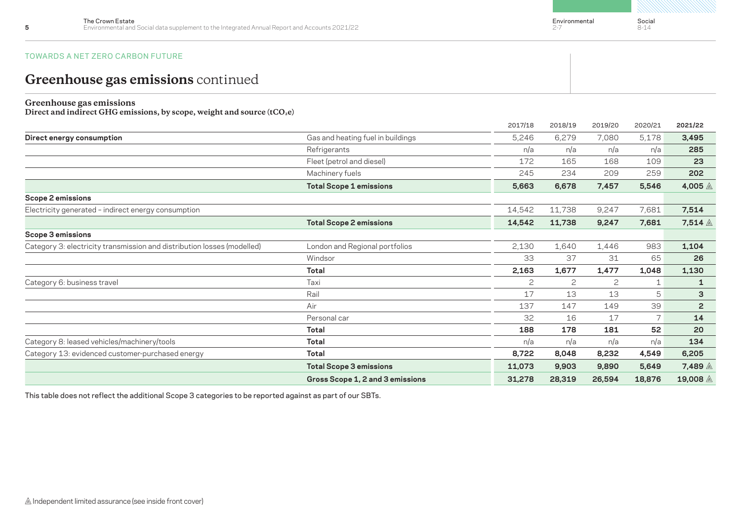TOWARDS A NET ZERO CARBON FUTURE

# Greenhouse gas emissions continued

### Greenhouse gas emissions

**Direct and indirect GHG emissions, by scope, weight and source ($tCO_2e$)**

| | | 2017/18 | 2018/19 | 2019/20 | 2020/21 | 2021/22 |
|---|---|---|---|---|---|---|
| **Direct energy consumption** | Gas and heating fuel in buildings | 5,246 | 6,279 | 7,080 | 5,178 | **3,495** |
| | Refrigerants | n/a | n/a | n/a | n/a | **285** |
| | Fleet (petrol and diesel) | 172 | 165 | 168 | 109 | **23** |
| | Machinery fuels | 245 | 234 | 209 | 259 | **202** |
| | **Total Scope 1 emissions** | **5,663** | **6,678** | **7,457** | **5,546** | **4,005** ⚠ |
| **Scope 2 emissions** | | | | | | |
| Electricity generated – indirect energy consumption | | 14,542 | 11,738 | 9,247 | 7,681 | **7,514** |
| | **Total Scope 2 emissions** | **14,542** | **11,738** | **9,247** | **7,681** | **7,514** ⚠ |
| **Scope 3 emissions** | | | | | | |
| Category 3: electricity transmission and distribution losses (modelled) | London and Regional portfolios | 2,130 | 1,640 | 1,446 | 983 | **1,104** |
| | Windsor | 33 | 37 | 31 | 65 | **26** |
| | **Total** | **2,163** | **1,677** | **1,477** | **1,048** | **1,130** |
| Category 6: business travel | Taxi | 2 | 2 | 2 | 1 | **1** |
| | Rail | 17 | 13 | 13 | 5 | **3** |
| | Air | 137 | 147 | 149 | 39 | **2** |
| | Personal car | 32 | 16 | 17 | 7 | **14** |
| | **Total** | **188** | **178** | **181** | **52** | **20** |
| Category 8: leased vehicles/machinery/tools | **Total** | n/a | n/a | n/a | n/a | **134** |
| Category 13: evidenced customer-purchased energy | **Total** | **8,722** | **8,048** | **8,232** | **4,549** | **6,205** |
| | **Total Scope 3 emissions** | **11,073** | **9,903** | **9,890** | **5,649** | **7,489** ⚠ |
| | **Gross Scope 1, 2 and 3 emissions** | **31,278** | **28,319** | **26,594** | **18,876** | **19,008** ⚠ |

This table does not reflect the additional Scope 3 categories to be reported against as part of our SBTs.

⚠ Independent limited assurance (see inside front cover)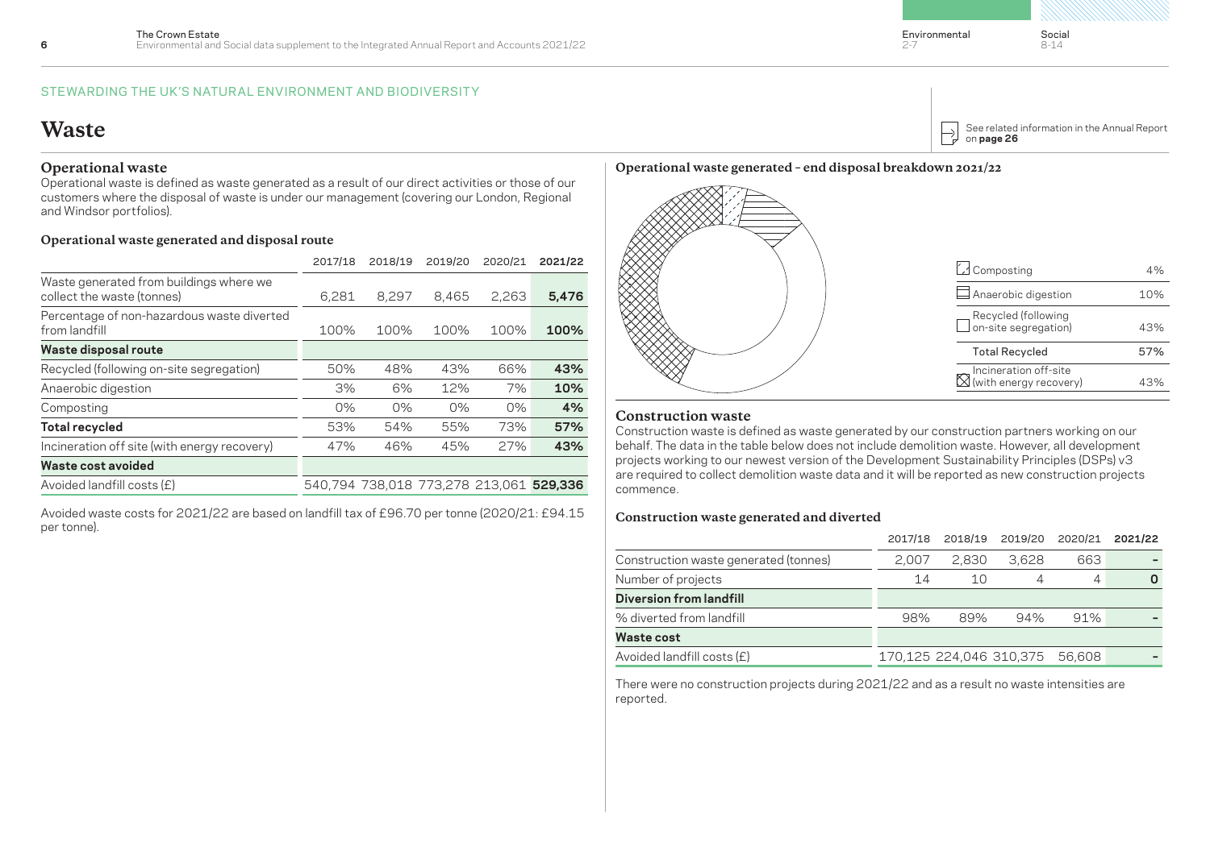STEWARDING THE UK'S NATURAL ENVIRONMENT AND BIODIVERSITY

# Waste

See related information in the Annual Report on **page 26**

## Operational waste

Operational waste is defined as waste generated as a result of our direct activities or those of our customers where the disposal of waste is under our management (covering our London, Regional and Windsor portfolios).

### Operational waste generated and disposal route

| | 2017/18 | 2018/19 | 2019/20 | 2020/21 | 2021/22 |
|---|---|---|---|---|---|
| Waste generated from buildings where we collect the waste (tonnes) | 6,281 | 8,297 | 8,465 | 2,263 | **5,476** |
| Percentage of non-hazardous waste diverted from landfill | 100% | 100% | 100% | 100% | **100%** |
| **Waste disposal route** | | | | | |
| Recycled (following on-site segregation) | 50% | 48% | 43% | 66% | **43%** |
| Anaerobic digestion | 3% | 6% | 12% | 7% | **10%** |
| Composting | 0% | 0% | 0% | 0% | **4%** |
| **Total recycled** | 53% | 54% | 55% | 73% | **57%** |
| Incineration off site (with energy recovery) | 47% | 46% | 45% | 27% | **43%** |
| **Waste cost avoided** | | | | | |
| Avoided landfill costs (£) | 540,794 | 738,018 | 773,278 | 213,061 | **529,336** |

Avoided waste costs for 2021/22 are based on landfill tax of £96.70 per tonne (2020/21: £94.15 per tonne).

### Operational waste generated – end disposal breakdown 2021/22

| | |
|---|---|
| Composting | 4% |
| Anaerobic digestion | 10% |
| Recycled (following on-site segregation) | 43% |
| Total Recycled | 57% |
| Incineration off-site (with energy recovery) | 43% |

## Construction waste

Construction waste is defined as waste generated by our construction partners working on our behalf. The data in the table below does not include demolition waste. However, all development projects working to our newest version of the Development Sustainability Principles (DSPs) v3 are required to collect demolition waste data and it will be reported as new construction projects commence.

### Construction waste generated and diverted

| | 2017/18 | 2018/19 | 2019/20 | 2020/21 | 2021/22 |
|---|---|---|---|---|---|
| Construction waste generated (tonnes) | 2,007 | 2,830 | 3,628 | 663 | **–** |
| Number of projects | 14 | 10 | 4 | 4 | **0** |
| **Diversion from landfill** | | | | | |
| % diverted from landfill | 98% | 89% | 94% | 91% | **–** |
| **Waste cost** | | | | | |
| Avoided landfill costs (£) | 170,125 | 224,046 | 310,375 | 56,608 | **–** |

There were no construction projects during 2021/22 and as a result no waste intensities are reported.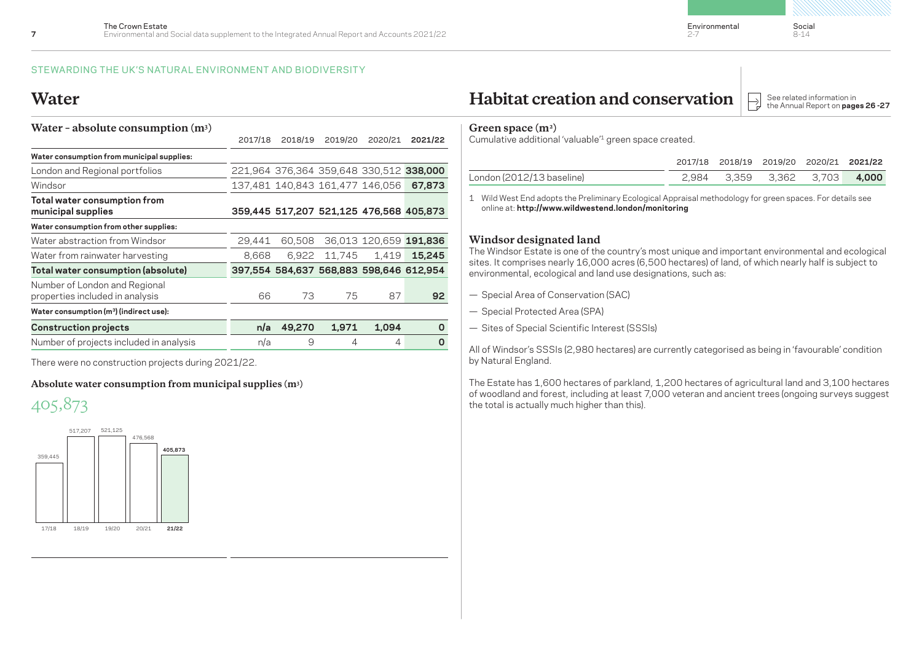STEWARDING THE UK'S NATURAL ENVIRONMENT AND BIODIVERSITY

## Water

### Water – absolute consumption ($m^3$)

| | 2017/18 | 2018/19 | 2019/20 | 2020/21 | **2021/22** |
|---|---|---|---|---|---|
| **Water consumption from municipal supplies:** | | | | | |
| London and Regional portfolios | 221,964 | 376,364 | 359,648 | 330,512 | **338,000** |
| Windsor | 137,481 | 140,843 | 161,477 | 146,056 | **67,873** |
| **Total water consumption from municipal supplies** | **359,445** | **517,207** | **521,125** | **476,568** | **405,873** |
| **Water consumption from other supplies:** | | | | | |
| Water abstraction from Windsor | 29,441 | 60,508 | 36,013 | 120,659 | **191,836** |
| Water from rainwater harvesting | 8,668 | 6,922 | 11,745 | 1,419 | **15,245** |
| **Total water consumption (absolute)** | **397,554** | **584,637** | **568,883** | **598,646** | **612,954** |
| Number of London and Regional properties included in analysis | 66 | 73 | 75 | 87 | **92** |
| **Water consumption ($m^3$) (indirect use):** | | | | | |
| **Construction projects** | **n/a** | **49,270** | **1,971** | **1,094** | **0** |
| Number of projects included in analysis | n/a | 9 | 4 | 4 | **0** |

There were no construction projects during 2021/22.

### Absolute water consumption from municipal supplies ($m^3$)

405,873

| 17/18 | 18/19 | 19/20 | 20/21 | **21/22** |
|---|---|---|---|---|
| 359,445 | 517,207 | 521,125 | 476,568 | **405,873** |

## Habitat creation and conservation

See related information in the Annual Report on **pages 26 -27**

### Green space ($m^2$)

Cumulative additional 'valuable'[1] green space created.

| | 2017/18 | 2018/19 | 2019/20 | 2020/21 | **2021/22** |
|---|---|---|---|---|---|
| London (2012/13 baseline) | 2,984 | 3,359 | 3,362 | 3,703 | **4,000** |

1 Wild West End adopts the Preliminary Ecological Appraisal methodology for green spaces. For details see online at: **http://www.wildwestend.london/monitoring**

### Windsor designated land

The Windsor Estate is one of the country's most unique and important environmental and ecological sites. It comprises nearly 16,000 acres (6,500 hectares) of land, of which nearly half is subject to environmental, ecological and land use designations, such as:

- Special Area of Conservation (SAC)
- Special Protected Area (SPA)
- Sites of Special Scientific Interest (SSSIs)

All of Windsor's SSSIs (2,980 hectares) are currently categorised as being in 'favourable' condition by Natural England.

The Estate has 1,600 hectares of parkland, 1,200 hectares of agricultural land and 3,100 hectares of woodland and forest, including at least 7,000 veteran and ancient trees (ongoing surveys suggest the total is actually much higher than this).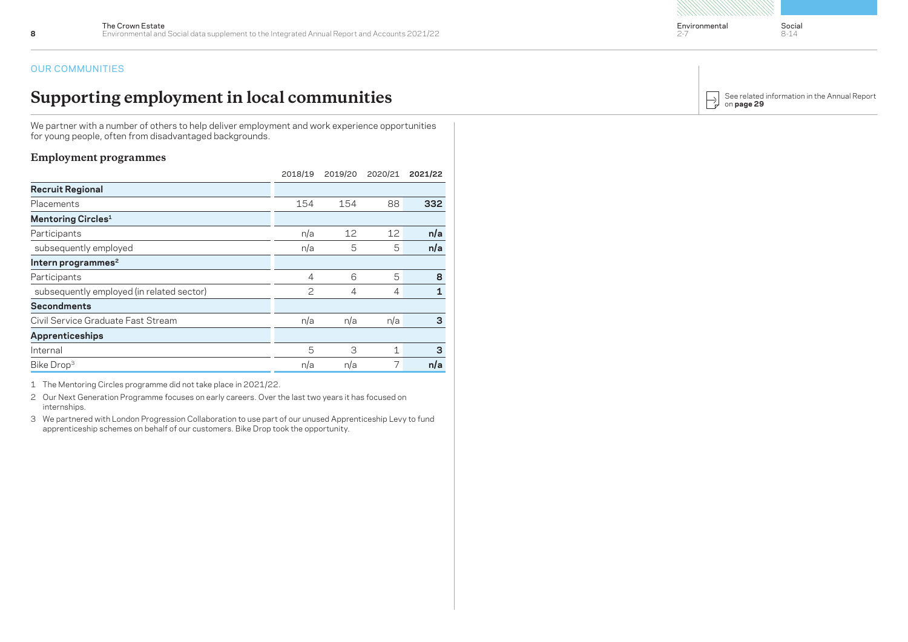OUR COMMUNITIES

# Supporting employment in local communities

See related information in the Annual Report on **page 29**

We partner with a number of others to help deliver employment and work experience opportunities for young people, often from disadvantaged backgrounds.

## Employment programmes

| | 2018/19 | 2019/20 | 2020/21 | **2021/22** |
|---|---|---|---|---|
| **Recruit Regional** | | | | |
| Placements | 154 | 154 | 88 | **332** |
| **Mentoring Circles**[1] | | | | |
| Participants | n/a | 12 | 12 | **n/a** |
| subsequently employed | n/a | 5 | 5 | **n/a** |
| **Intern programmes**[2] | | | | |
| Participants | 4 | 6 | 5 | **8** |
| subsequently employed (in related sector) | 2 | 4 | 4 | **1** |
| **Secondments** | | | | |
| Civil Service Graduate Fast Stream | n/a | n/a | n/a | **3** |
| **Apprenticeships** | | | | |
| Internal | 5 | 3 | 1 | **3** |
| Bike Drop[3] | n/a | n/a | 7 | **n/a** |

1 The Mentoring Circles programme did not take place in 2021/22.

2 Our Next Generation Programme focuses on early careers. Over the last two years it has focused on internships.

3 We partnered with London Progression Collaboration to use part of our unused Apprenticeship Levy to fund apprenticeship schemes on behalf of our customers. Bike Drop took the opportunity.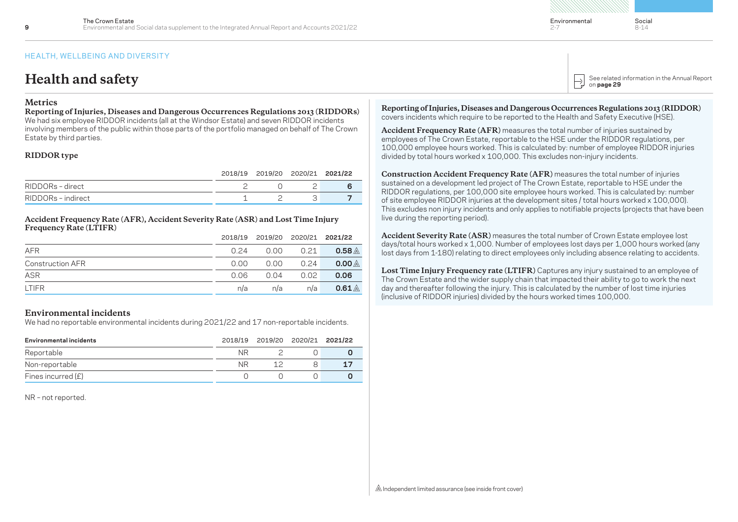HEALTH, WELLBEING AND DIVERSITY

# Health and safety

See related information in the Annual Report on **page 29**

## Metrics

### Reporting of Injuries, Diseases and Dangerous Occurrences Regulations 2013 (RIDDORs)

We had six employee RIDDOR incidents (all at the Windsor Estate) and seven RIDDOR incidents involving members of the public within those parts of the portfolio managed on behalf of The Crown Estate by third parties.

### RIDDOR type

| | 2018/19 | 2019/20 | 2020/21 | 2021/22 |
|---|---|---|---|---|
| RIDDORs – direct | 2 | 0 | 2 | **6** |
| RIDDORs – indirect | 1 | 2 | 3 | **7** |

### Accident Frequency Rate (AFR), Accident Severity Rate (ASR) and Lost Time Injury Frequency Rate (LTIFR)

| | 2018/19 | 2019/20 | 2020/21 | 2021/22 |
|---|---|---|---|---|
| AFR | 0.24 | 0.00 | 0.21 | **0.58** ⚠ |
| Construction AFR | 0.00 | 0.00 | 0.24 | **0.00** ⚠ |
| ASR | 0.06 | 0.04 | 0.02 | **0.06** |
| LTIFR | n/a | n/a | n/a | **0.61** ⚠ |

## Environmental incidents

We had no reportable environmental incidents during 2021/22 and 17 non-reportable incidents.

| Environmental incidents | 2018/19 | 2019/20 | 2020/21 | 2021/22 |
|---|---|---|---|---|
| Reportable | NR | 2 | 0 | **0** |
| Non-reportable | NR | 12 | 8 | **17** |
| Fines incurred (£) | 0 | 0 | 0 | **0** |

NR – not reported.

**Reporting of Injuries, Diseases and Dangerous Occurrences Regulations 2013 (RIDDOR)** covers incidents which require to be reported to the Health and Safety Executive (HSE).

**Accident Frequency Rate (AFR)** measures the total number of injuries sustained by employees of The Crown Estate, reportable to the HSE under the RIDDOR regulations, per 100,000 employee hours worked. This is calculated by: number of employee RIDDOR injuries divided by total hours worked x 100,000. This excludes non-injury incidents.

**Construction Accident Frequency Rate (AFR)** measures the total number of injuries sustained on a development led project of The Crown Estate, reportable to HSE under the RIDDOR regulations, per 100,000 site employee hours worked. This is calculated by: number of site employee RIDDOR injuries at the development sites / total hours worked x 100,000). This excludes non injury incidents and only applies to notifiable projects (projects that have been live during the reporting period).

**Accident Severity Rate (ASR)** measures the total number of Crown Estate employee lost days/total hours worked x 1,000. Number of employees lost days per 1,000 hours worked (any lost days from 1-180) relating to direct employees only including absence relating to accidents.

**Lost Time Injury Frequency rate (LTIFR)** Captures any injury sustained to an employee of The Crown Estate and the wider supply chain that impacted their ability to go to work the next day and thereafter following the injury. This is calculated by the number of lost time injuries (inclusive of RIDDOR injuries) divided by the hours worked times 100,000.

⚠ Independent limited assurance (see inside front cover)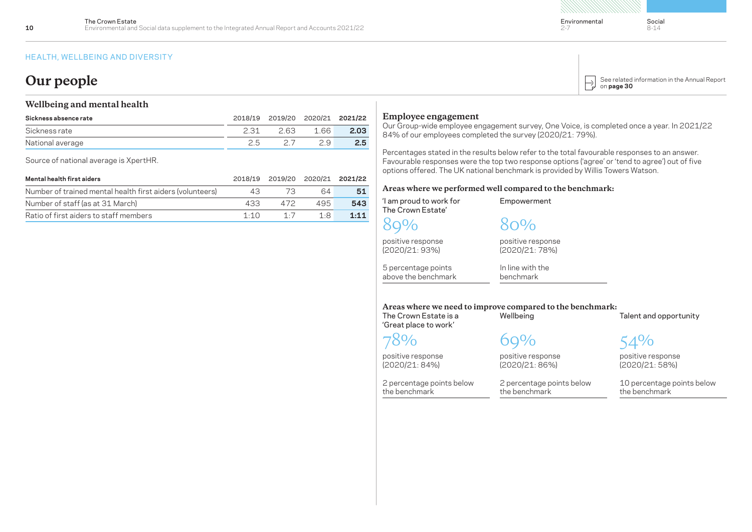HEALTH, WELLBEING AND DIVERSITY

# Our people

See related information in the Annual Report on **page 30**

## Wellbeing and mental health

| Sickness absence rate | 2018/19 | 2019/20 | 2020/21 | 2021/22 |
|---|---|---|---|---|
| Sickness rate | 2.31 | 2.63 | 1.66 | **2.03** |
| National average | 2.5 | 2.7 | 2.9 | **2.5** |

Source of national average is XpertHR.

| Mental health first aiders | 2018/19 | 2019/20 | 2020/21 | 2021/22 |
|---|---|---|---|---|
| Number of trained mental health first aiders (volunteers) | 43 | 73 | 64 | **51** |
| Number of staff (as at 31 March) | 433 | 472 | 495 | **543** |
| Ratio of first aiders to staff members | 1:10 | 1:7 | 1:8 | **1:11** |

## Employee engagement

Our Group-wide employee engagement survey, One Voice, is completed once a year. In 2021/22 84% of our employees completed the survey (2020/21: 79%).

Percentages stated in the results below refer to the total favourable responses to an answer. Favourable responses were the top two response options ('agree' or 'tend to agree') out of five options offered. The UK national benchmark is provided by Willis Towers Watson.

### Areas where we performed well compared to the benchmark:

**'I am proud to work for The Crown Estate'**

89%

positive response (2020/21: 93%)

5 percentage points above the benchmark

**Empowerment**

80%

positive response (2020/21: 78%)

In line with the benchmark

### Areas where we need to improve compared to the benchmark:

**The Crown Estate is a 'Great place to work'**

78%

positive response (2020/21: 84%)

2 percentage points below the benchmark

**Wellbeing**

69%

positive response (2020/21: 86%)

2 percentage points below the benchmark

**Talent and opportunity**

54%

positive response (2020/21: 58%)

10 percentage points below the benchmark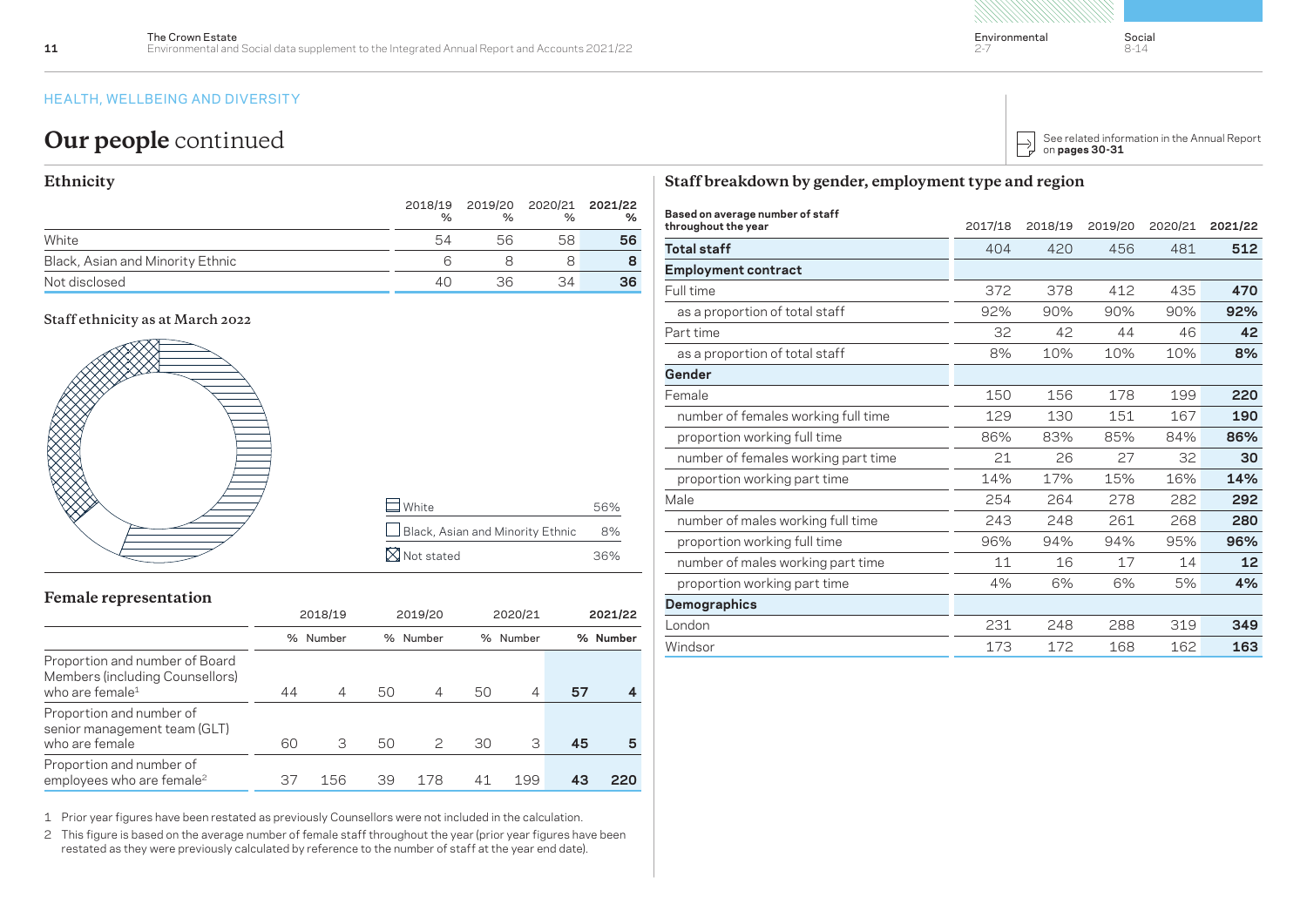HEALTH, WELLBEING AND DIVERSITY

# **Our people** continued

See related information in the Annual Report on **pages 30-31**

## Ethnicity

| | 2018/19 % | 2019/20 % | 2020/21 % | **2021/22 %** |
|---|---|---|---|---|
| White | 54 | 56 | 58 | **56** |
| Black, Asian and Minority Ethnic | 6 | 8 | 8 | **8** |
| Not disclosed | 40 | 36 | 34 | **36** |

### Staff ethnicity as at March 2022

| | |
|---|---|
| White | 56% |
| Black, Asian and Minority Ethnic | 8% |
| Not stated | 36% |

## Female representation

| | 2018/19 | | 2019/20 | | 2020/21 | | **2021/22** | |
|---|---|---|---|---|---|---|---|---|
| | % | Number | % | Number | % | Number | **%** | **Number** |
| Proportion and number of Board Members (including Counsellors) who are female[1] | 44 | 4 | 50 | 4 | 50 | 4 | **57** | **4** |
| Proportion and number of senior management team (GLT) who are female | 60 | 3 | 50 | 2 | 30 | 3 | **45** | **5** |
| Proportion and number of employees who are female[2] | 37 | 156 | 39 | 178 | 41 | 199 | **43** | **220** |

1 Prior year figures have been restated as previously Counsellors were not included in the calculation.

2 This figure is based on the average number of female staff throughout the year (prior year figures have been restated as they were previously calculated by reference to the number of staff at the year end date).

## Staff breakdown by gender, employment type and region

| **Based on average number of staff throughout the year** | 2017/18 | 2018/19 | 2019/20 | 2020/21 | **2021/22** |
|---|---|---|---|---|---|
| **Total staff** | 404 | 420 | 456 | 481 | **512** |
| **Employment contract** | | | | | |
| Full time | 372 | 378 | 412 | 435 | **470** |
| as a proportion of total staff | 92% | 90% | 90% | 90% | **92%** |
| Part time | 32 | 42 | 44 | 46 | **42** |
| as a proportion of total staff | 8% | 10% | 10% | 10% | **8%** |
| **Gender** | | | | | |
| Female | 150 | 156 | 178 | 199 | **220** |
| number of females working full time | 129 | 130 | 151 | 167 | **190** |
| proportion working full time | 86% | 83% | 85% | 84% | **86%** |
| number of females working part time | 21 | 26 | 27 | 32 | **30** |
| proportion working part time | 14% | 17% | 15% | 16% | **14%** |
| Male | 254 | 264 | 278 | 282 | **292** |
| number of males working full time | 243 | 248 | 261 | 268 | **280** |
| proportion working full time | 96% | 94% | 94% | 95% | **96%** |
| number of males working part time | 11 | 16 | 17 | 14 | **12** |
| proportion working part time | 4% | 6% | 6% | 5% | **4%** |
| **Demographics** | | | | | |
| London | 231 | 248 | 288 | 319 | **349** |
| Windsor | 173 | 172 | 168 | 162 | **163** |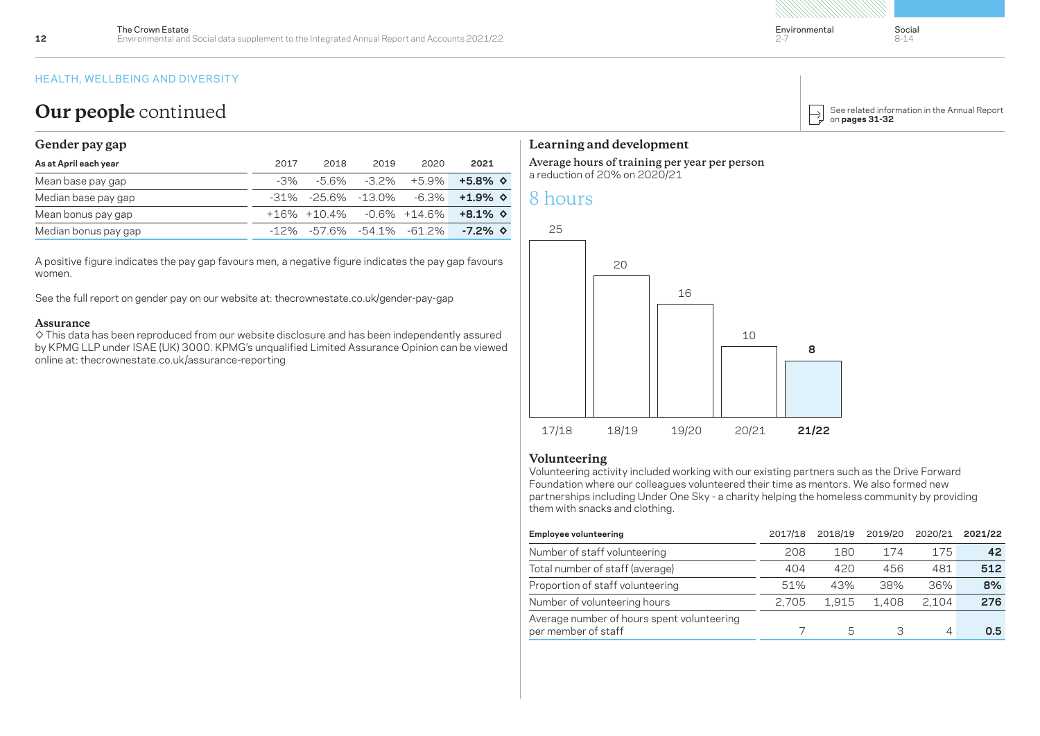HEALTH, WELLBEING AND DIVERSITY

# **Our people** continued

See related information in the Annual Report on **pages 31-32**

## Gender pay gap

| As at April each year | 2017 | 2018 | 2019 | 2020 | 2021 |
|---|---|---|---|---|---|
| Mean base pay gap | -3% | -5.6% | -3.2% | +5.9% | **+5.8%** ◇ |
| Median base pay gap | -31% | -25.6% | -13.0% | -6.3% | **+1.9%** ◇ |
| Mean bonus pay gap | +16% | +10.4% | -0.6% | +14.6% | **+8.1%** ◇ |
| Median bonus pay gap | -12% | -57.6% | -54.1% | -61.2% | **-7.2%** ◇ |

A positive figure indicates the pay gap favours men, a negative figure indicates the pay gap favours women.

See the full report on gender pay on our website at: thecrownestate.co.uk/gender-pay-gap

### Assurance

◇ This data has been reproduced from our website disclosure and has been independently assured by KPMG LLP under ISAE (UK) 3000. KPMG's unqualified Limited Assurance Opinion can be viewed online at: thecrownestate.co.uk/assurance-reporting

## Learning and development

**Average hours of training per year per person**
a reduction of 20% on 2020/21

8 hours

| Year | Hours |
|---|---|
| 17/18 | 25 |
| 18/19 | 20 |
| 19/20 | 16 |
| 20/21 | 10 |
| **21/22** | **8** |

## Volunteering

Volunteering activity included working with our existing partners such as the Drive Forward Foundation where our colleagues volunteered their time as mentors. We also formed new partnerships including Under One Sky - a charity helping the homeless community by providing them with snacks and clothing.

| Employee volunteering | 2017/18 | 2018/19 | 2019/20 | 2020/21 | 2021/22 |
|---|---|---|---|---|---|
| Number of staff volunteering | 208 | 180 | 174 | 175 | **42** |
| Total number of staff (average) | 404 | 420 | 456 | 481 | **512** |
| Proportion of staff volunteering | 51% | 43% | 38% | 36% | **8%** |
| Number of volunteering hours | 2,705 | 1,915 | 1,408 | 2,104 | **276** |
| Average number of hours spent volunteering per member of staff | 7 | 5 | 3 | 4 | **0.5** |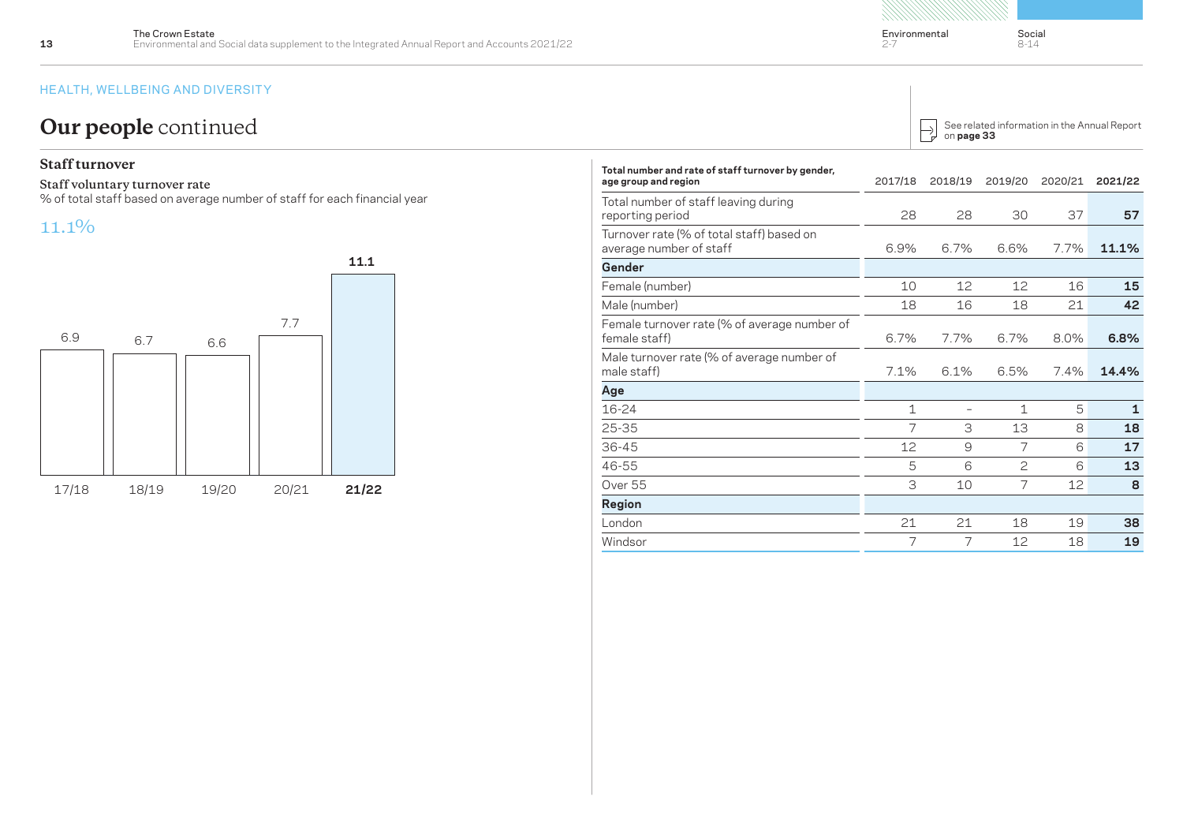HEALTH, WELLBEING AND DIVERSITY

# **Our people** continued

See related information in the Annual Report on **page 33**

## Staff turnover

### Staff voluntary turnover rate

% of total staff based on average number of staff for each financial year

11.1%

| 17/18 | 18/19 | 19/20 | 20/21 | **21/22** |
|---|---|---|---|---|
| 6.9 | 6.7 | 6.6 | 7.7 | **11.1** |

| **Total number and rate of staff turnover by gender, age group and region** | 2017/18 | 2018/19 | 2019/20 | 2020/21 | **2021/22** |
|---|---|---|---|---|---|
| Total number of staff leaving during reporting period | 28 | 28 | 30 | 37 | **57** |
| Turnover rate (% of total staff) based on average number of staff | 6.9% | 6.7% | 6.6% | 7.7% | **11.1%** |
| **Gender** | | | | | |
| Female (number) | 10 | 12 | 12 | 16 | **15** |
| Male (number) | 18 | 16 | 18 | 21 | **42** |
| Female turnover rate (% of average number of female staff) | 6.7% | 7.7% | 6.7% | 8.0% | **6.8%** |
| Male turnover rate (% of average number of male staff) | 7.1% | 6.1% | 6.5% | 7.4% | **14.4%** |
| **Age** | | | | | |
| 16-24 | 1 | – | 1 | 5 | **1** |
| 25-35 | 7 | 3 | 13 | 8 | **18** |
| 36-45 | 12 | 9 | 7 | 6 | **17** |
| 46-55 | 5 | 6 | 2 | 6 | **13** |
| Over 55 | 3 | 10 | 7 | 12 | **8** |
| **Region** | | | | | |
| London | 21 | 21 | 18 | 19 | **38** |
| Windsor | 7 | 7 | 12 | 18 | **19** |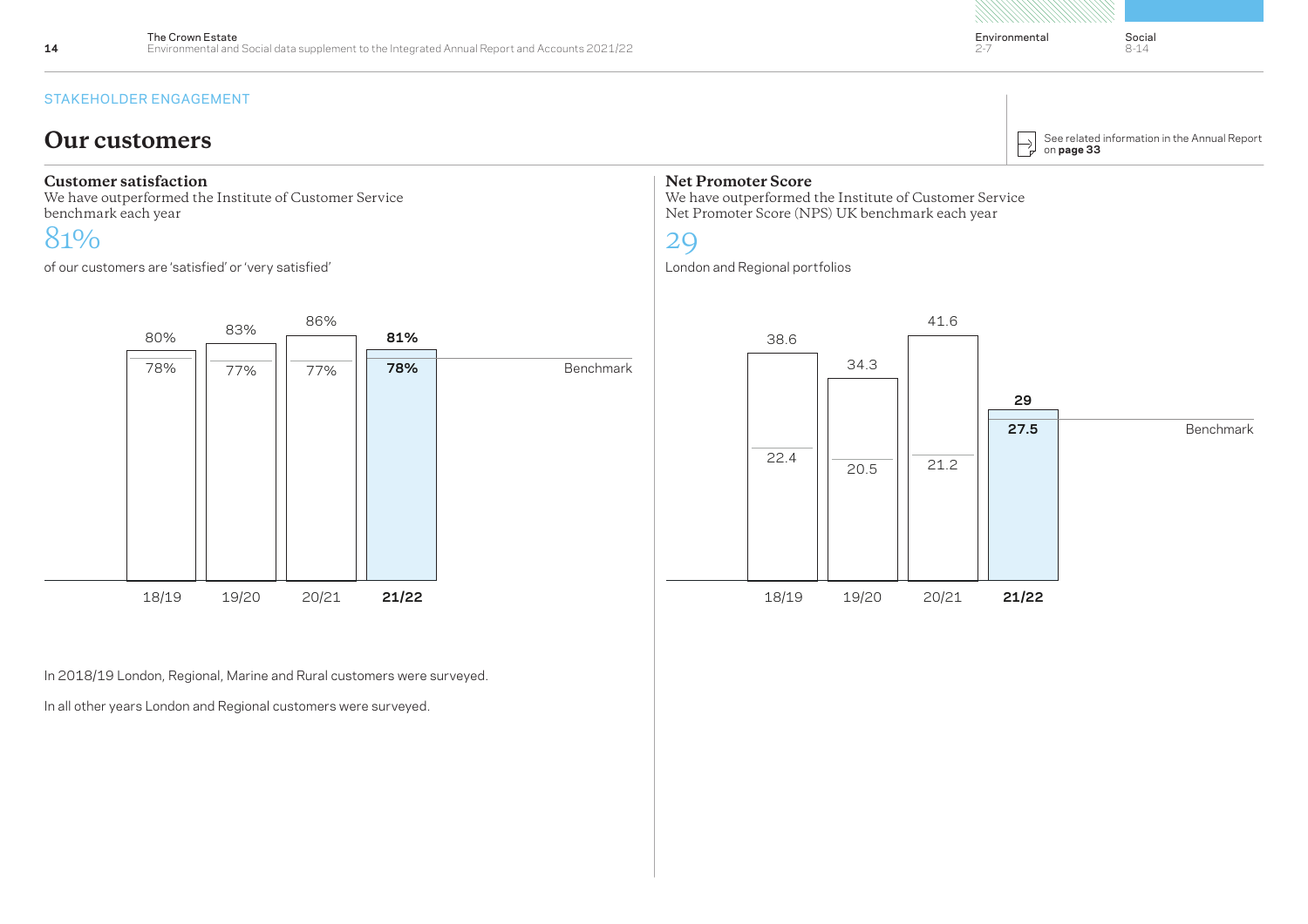STAKEHOLDER ENGAGEMENT

# Our customers

See related information in the Annual Report on **page 33**

## Customer satisfaction

We have outperformed the Institute of Customer Service benchmark each year

81%

of our customers are 'satisfied' or 'very satisfied'

| Year | Customer satisfaction | Benchmark |
|---|---|---|
| 18/19 | 80% | 78% |
| 19/20 | 83% | 77% |
| 20/21 | 86% | 77% |
| **21/22** | **81%** | **78%** |

In 2018/19 London, Regional, Marine and Rural customers were surveyed.

In all other years London and Regional customers were surveyed.

## Net Promoter Score

We have outperformed the Institute of Customer Service Net Promoter Score (NPS) UK benchmark each year

29

London and Regional portfolios

| Year | Net Promoter Score | Benchmark |
|---|---|---|
| 18/19 | 38.6 | 22.4 |
| 19/20 | 34.3 | 20.5 |
| 20/21 | 41.6 | 21.2 |
| **21/22** | **29** | **27.5** |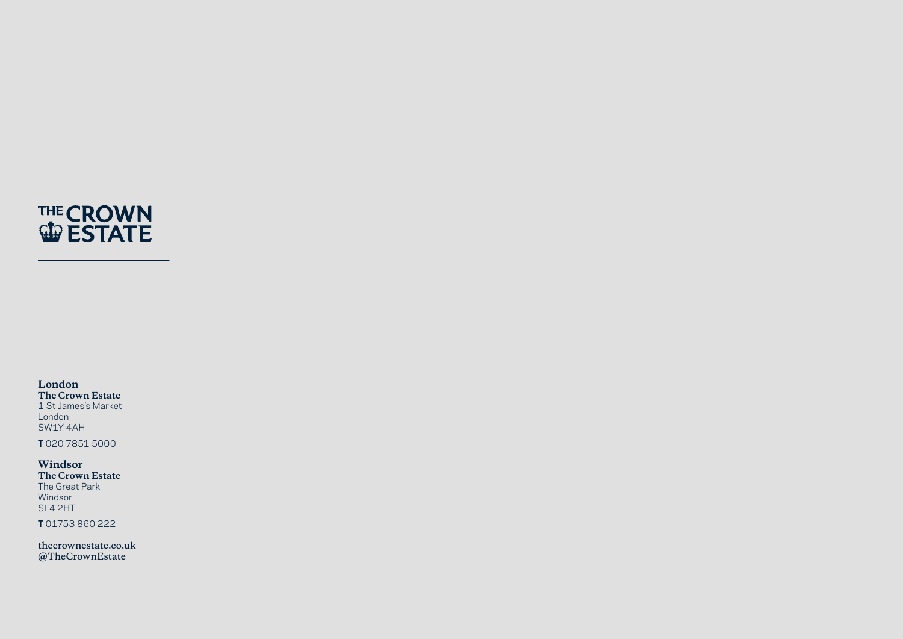THE CROWN ESTATE

**London**
**The Crown Estate**
1 St James's Market
London
SW1Y 4AH

**T** 020 7851 5000

**Windsor**
**The Crown Estate**
The Great Park
Windsor
SL4 2HT

**T** 01753 860 222

thecrownestate.co.uk
@TheCrownEstate